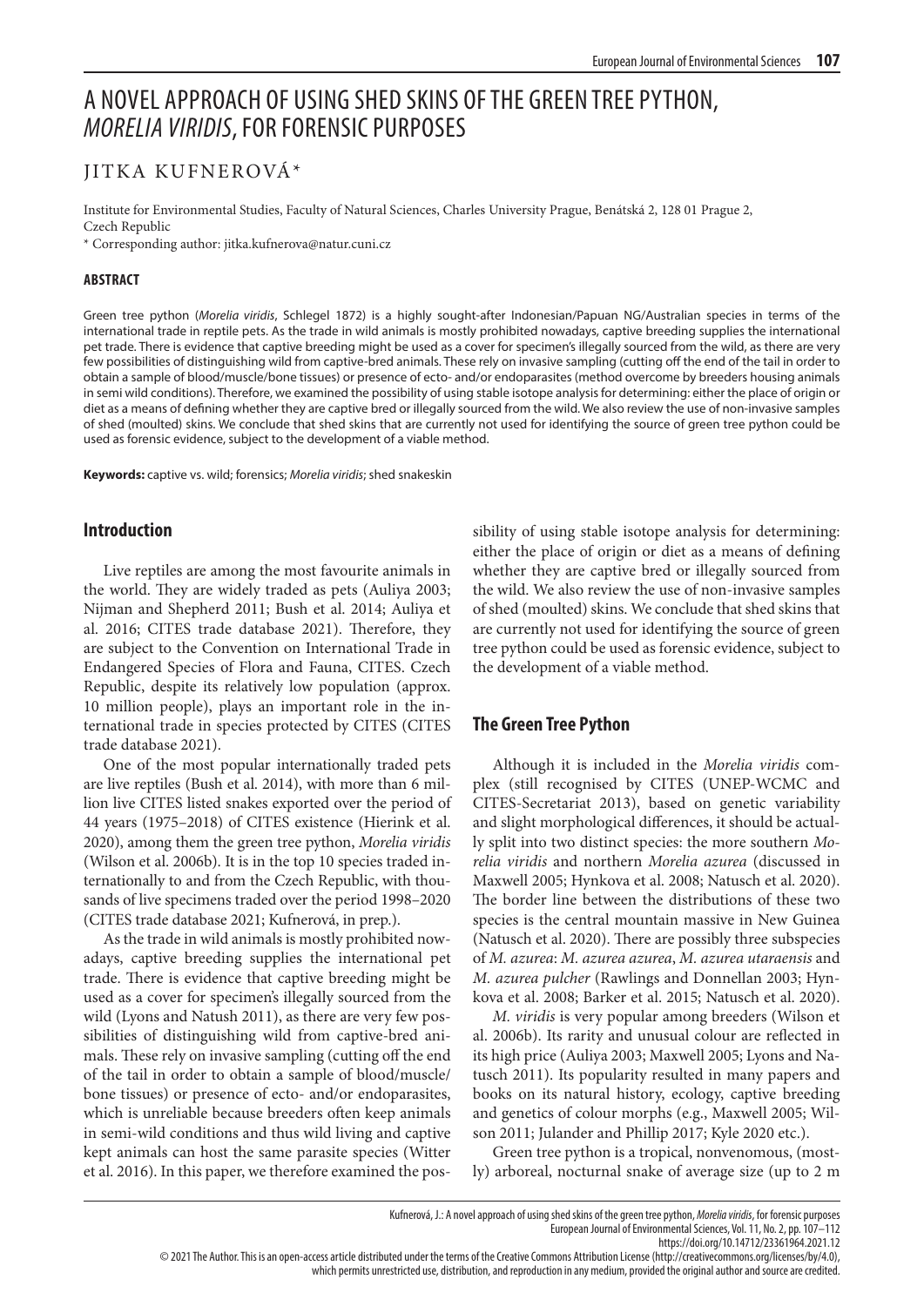# A NOVEL APPROACH OF USING SHED SKINS OF THE GREEN TREE PYTHON, *MORELIA VIRIDIS*, FOR FORENSIC PURPOSES

JITKA KUFNEROVÁ*

Institute for Environmental Studies, Faculty of Natural Sciences, Charles University Prague, Benátská 2, 128 01 Prague 2, Czech Republic

\* Corresponding author: jitka.kufnerova@natur.cuni.cz

#### ABSTRACT

Green tree python (*Morelia viridis*, Schlegel 1872) is a highly sought-after Indonesian/Papuan NG/Australian species in terms of the international trade in reptile pets. As the trade in wild animals is mostly prohibited nowadays, captive breeding supplies the international pet trade. There is evidence that captive breeding might be used as a cover for specimen's illegally sourced from the wild, as there are very few possibilities of distinguishing wild from captive-bred animals. These rely on invasive sampling (cutting off the end of the tail in order to obtain a sample of blood/muscle/bone tissues) or presence of ecto- and/or endoparasites (method overcome by breeders housing animals in semi wild conditions). Therefore, we examined the possibility of using stable isotope analysis for determining: either the place of origin or diet as a means of defining whether they are captive bred or illegally sourced from the wild. We also review the use of non-invasive samples of shed (moulted) skins. We conclude that shed skins that are currently not used for identifying the source of green tree python could be used as forensic evidence, subject to the development of a viable method.

**Keywords:** captive vs. wild; forensics; *Morelia viridis*; shed snakeskin

## Introduction

Live reptiles are among the most favourite animals in the world. They are widely traded as pets (Auliya 2003; Nijman and Shepherd 2011; Bush et al. 2014; Auliya et al. 2016; CITES trade database 2021). Therefore, they are subject to the Convention on International Trade in Endangered Species of Flora and Fauna, CITES. Czech Republic, despite its relatively low population (approx. 10 million people), plays an important role in the international trade in species protected by CITES (CITES trade database 2021).

One of the most popular internationally traded pets are live reptiles (Bush et al. 2014), with more than 6 million live CITES listed snakes exported over the period of 44 years (1975–2018) of CITES existence (Hierink et al. 2020), among them the green tree python, *Morelia viridis* (Wilson et al. 2006b). It is in the top 10 species traded internationally to and from the Czech Republic, with thousands of live specimens traded over the period 1998–2020 (CITES trade database 2021; Kufnerová, in prep.).

As the trade in wild animals is mostly prohibited nowadays, captive breeding supplies the international pet trade. There is evidence that captive breeding might be used as a cover for specimen's illegally sourced from the wild (Lyons and Natush 2011), as there are very few possibilities of distinguishing wild from captive-bred animals. These rely on invasive sampling (cutting off the end of the tail in order to obtain a sample of blood/muscle/bone tissues) or presence of ecto- and/or endoparasites, which is unreliable because breeders often keep animals in semi-wild conditions and thus wild living and captive kept animals can host the same parasite species (Witter et al. 2016). In this paper, we therefore examined the possibility of using stable isotope analysis for determining: either the place of origin or diet as a means of defining whether they are captive bred or illegally sourced from the wild. We also review the use of non-invasive samples of shed (moulted) skins. We conclude that shed skins that are currently not used for identifying the source of green tree python could be used as forensic evidence, subject to the development of a viable method.

## The Green Tree Python

Although it is included in the *Morelia viridis* complex (still recognised by CITES (UNEP-WCMC and CITES-Secretariat 2013), based on genetic variability and slight morphological differences, it should be actually split into two distinct species: the more southern *Morelia viridis* and northern *Morelia azurea* (discussed in Maxwell 2005; Hynkova et al. 2008; Natusch et al. 2020). The border line between the distributions of these two species is the central mountain massive in New Guinea (Natusch et al. 2020). There are possibly three subspecies of *M. azurea*: *M. azurea azurea*, *M. azurea utaraensis* and *M. azurea pulcher* (Rawlings and Donnellan 2003; Hynkova et al. 2008; Barker et al. 2015; Natusch et al. 2020).

*M. viridis* is very popular among breeders (Wilson et al. 2006b). Its rarity and unusual colour are reflected in its high price (Auliya 2003; Maxwell 2005; Lyons and Natusch 2011). Its popularity resulted in many papers and books on its natural history, ecology, captive breeding and genetics of colour morphs (e.g., Maxwell 2005; Wilson 2011; Julander and Phillip 2017; Kyle 2020 etc.).

Green tree python is a tropical, nonvenomous, (mostly) arboreal, nocturnal snake of average size (up to 2 m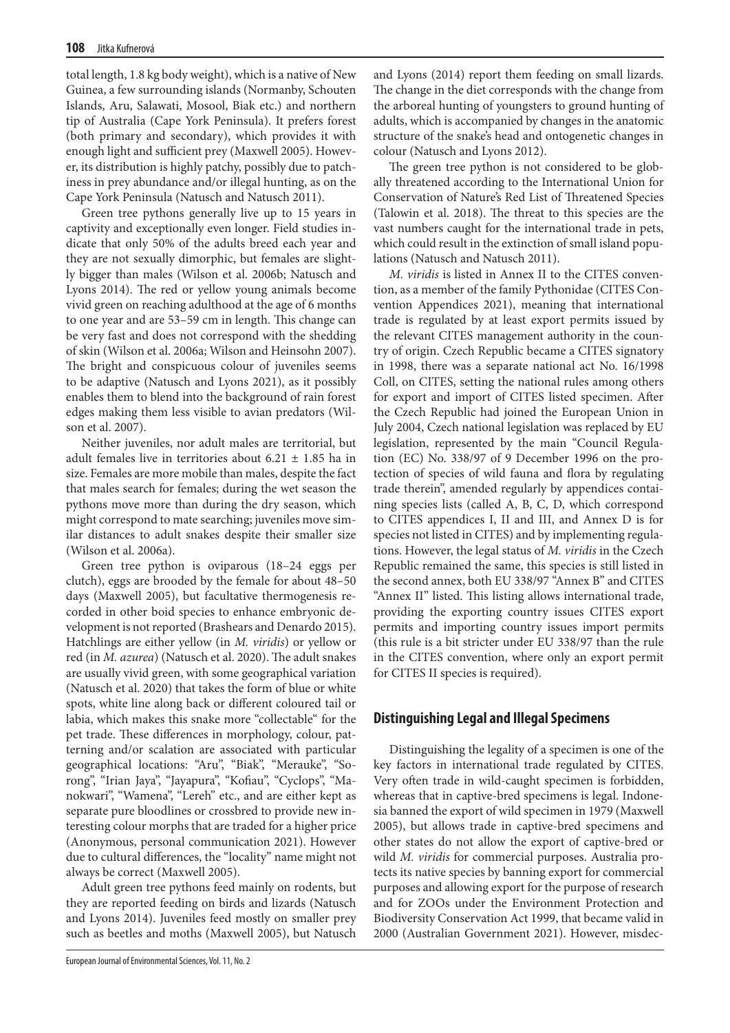total length, 1.8 kg body weight), which is a native of New Guinea, a few surrounding islands (Normanby, Schouten Islands, Aru, Salawati, Mosool, Biak etc.) and northern tip of Australia (Cape York Peninsula). It prefers forest (both primary and secondary), which provides it with enough light and sufficient prey (Maxwell 2005). However, its distribution is highly patchy, possibly due to patchiness in prey abundance and/or illegal hunting, as on the Cape York Peninsula (Natusch and Natusch 2011).

Green tree pythons generally live up to 15 years in captivity and exceptionally even longer. Field studies indicate that only 50% of the adults breed each year and they are not sexually dimorphic, but females are slightly bigger than males (Wilson et al. 2006b; Natusch and Lyons 2014). The red or yellow young animals become vivid green on reaching adulthood at the age of 6 months to one year and are 53–59 cm in length. This change can be very fast and does not correspond with the shedding of skin (Wilson et al. 2006a; Wilson and Heinsohn 2007). The bright and conspicuous colour of juveniles seems to be adaptive (Natusch and Lyons 2021), as it possibly enables them to blend into the background of rain forest edges making them less visible to avian predators (Wilson et al. 2007).

Neither juveniles, nor adult males are territorial, but adult females live in territories about 6.21 ± 1.85 ha in size. Females are more mobile than males, despite the fact that males search for females; during the wet season the pythons move more than during the dry season, which might correspond to mate searching; juveniles move similar distances to adult snakes despite their smaller size (Wilson et al. 2006a).

Green tree python is oviparous (18–24 eggs per clutch), eggs are brooded by the female for about 48–50 days (Maxwell 2005), but facultative thermogenesis recorded in other boid species to enhance embryonic development is not reported (Brashears and Denardo 2015). Hatchlings are either yellow (in *M. viridis*) or yellow or red (in *M. azurea*) (Natusch et al. 2020). The adult snakes are usually vivid green, with some geographical variation (Natusch et al. 2020) that takes the form of blue or white spots, white line along back or different coloured tail or labia, which makes this snake more "collectable" for the pet trade. These differences in morphology, colour, patterning and/or scalation are associated with particular geographical locations: "Aru", "Biak", "Merauke", "Sorong", "Irian Jaya", "Jayapura", "Kofiau", "Cyclops", "Manokwari", "Wamena", "Lereh" etc., and are either kept as separate pure bloodlines or crossbred to provide new interesting colour morphs that are traded for a higher price (Anonymous, personal communication 2021). However due to cultural differences, the "locality" name might not always be correct (Maxwell 2005).

Adult green tree pythons feed mainly on rodents, but they are reported feeding on birds and lizards (Natusch and Lyons 2014). Juveniles feed mostly on smaller prey such as beetles and moths (Maxwell 2005), but Natusch and Lyons (2014) report them feeding on small lizards. The change in the diet corresponds with the change from the arboreal hunting of youngsters to ground hunting of adults, which is accompanied by changes in the anatomic structure of the snake's head and ontogenetic changes in colour (Natusch and Lyons 2012).

The green tree python is not considered to be globally threatened according to the International Union for Conservation of Nature's Red List of Threatened Species (Talowin et al. 2018). The threat to this species are the vast numbers caught for the international trade in pets, which could result in the extinction of small island populations (Natusch and Natusch 2011).

*M. viridis* is listed in Annex II to the CITES convention, as a member of the family Pythonidae (CITES Convention Appendices 2021), meaning that international trade is regulated by at least export permits issued by the relevant CITES management authority in the country of origin. Czech Republic became a CITES signatory in 1998, there was a separate national act No. 16/1998 Coll, on CITES, setting the national rules among others for export and import of CITES listed specimen. After the Czech Republic had joined the European Union in July 2004, Czech national legislation was replaced by EU legislation, represented by the main "Council Regulation (EC) No. 338/97 of 9 December 1996 on the protection of species of wild fauna and flora by regulating trade therein", amended regularly by appendices containing species lists (called A, B, C, D, which correspond to CITES appendices I, II and III, and Annex D is for species not listed in CITES) and by implementing regulations. However, the legal status of *M. viridis* in the Czech Republic remained the same, this species is still listed in the second annex, both EU 338/97 "Annex B" and CITES "Annex II" listed. This listing allows international trade, providing the exporting country issues CITES export permits and importing country issues import permits (this rule is a bit stricter under EU 338/97 than the rule in the CITES convention, where only an export permit for CITES II species is required).

## Distinguishing Legal and Illegal Specimens

Distinguishing the legality of a specimen is one of the key factors in international trade regulated by CITES. Very often trade in wild-caught specimen is forbidden, whereas that in captive-bred specimens is legal. Indonesia banned the export of wild specimen in 1979 (Maxwell 2005), but allows trade in captive-bred specimens and other states do not allow the export of captive-bred or wild *M. viridis* for commercial purposes. Australia protects its native species by banning export for commercial purposes and allowing export for the purpose of research and for ZOOs under the Environment Protection and Biodiversity Conservation Act 1999, that became valid in 2000 (Australian Government 2021). However, misdec-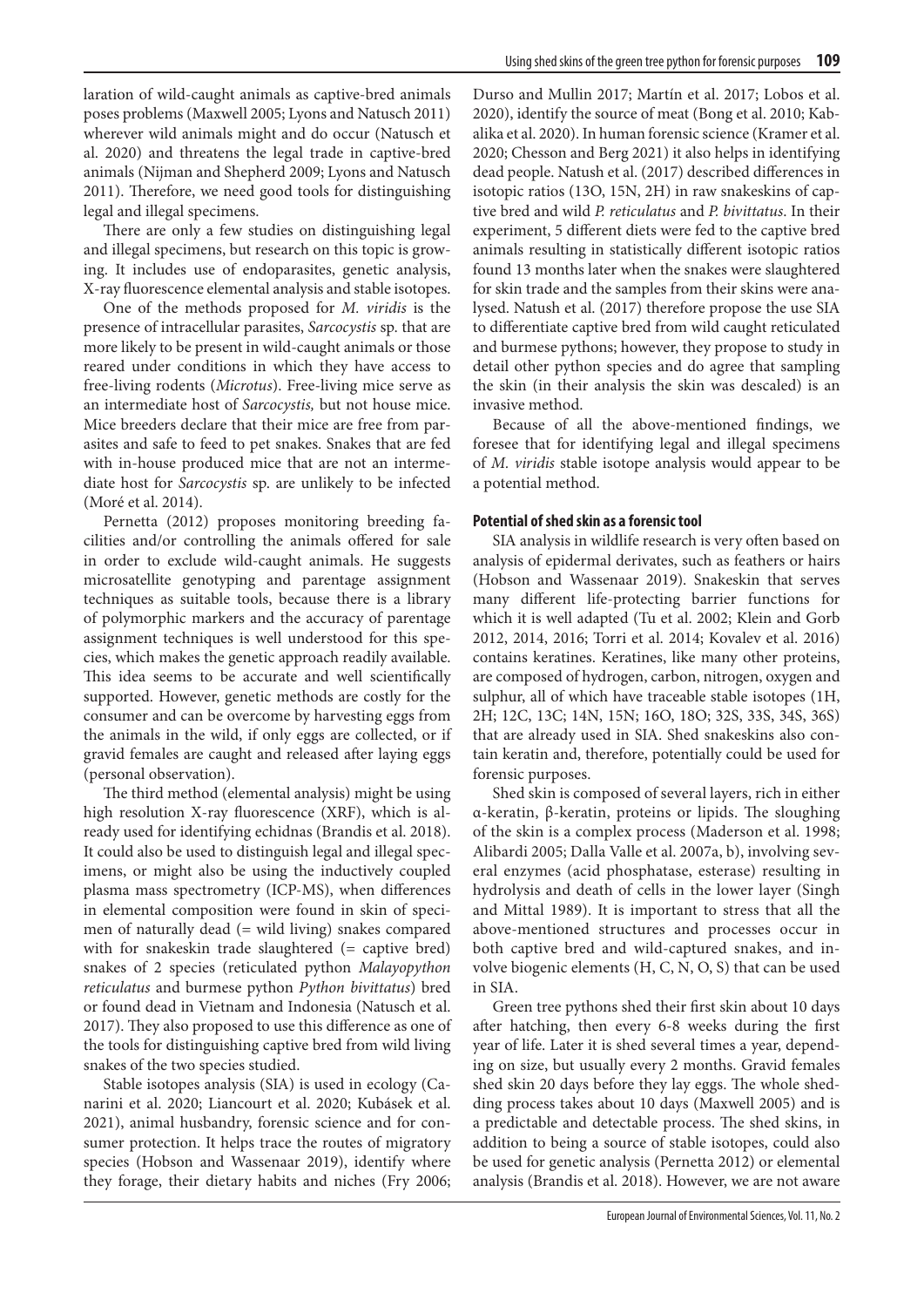laration of wild-caught animals as captive-bred animals poses problems (Maxwell 2005; Lyons and Natusch 2011) wherever wild animals might and do occur (Natusch et al. 2020) and threatens the legal trade in captive-bred animals (Nijman and Shepherd 2009; Lyons and Natusch 2011). Therefore, we need good tools for distinguishing legal and illegal specimens.

There are only a few studies on distinguishing legal and illegal specimens, but research on this topic is growing. It includes use of endoparasites, genetic analysis, X-ray fluorescence elemental analysis and stable isotopes.

One of the methods proposed for *M. viridis* is the presence of intracellular parasites, *Sarcocystis* sp. that are more likely to be present in wild-caught animals or those reared under conditions in which they have access to free-living rodents (*Microtus*). Free-living mice serve as an intermediate host of *Sarcocystis,* but not house mice. Mice breeders declare that their mice are free from parasites and safe to feed to pet snakes. Snakes that are fed with in-house produced mice that are not an intermediate host for *Sarcocystis* sp. are unlikely to be infected (Moré et al. 2014).

Pernetta (2012) proposes monitoring breeding facilities and/or controlling the animals offered for sale in order to exclude wild-caught animals. He suggests microsatellite genotyping and parentage assignment techniques as suitable tools, because there is a library of polymorphic markers and the accuracy of parentage assignment techniques is well understood for this species, which makes the genetic approach readily available. This idea seems to be accurate and well scientifically supported. However, genetic methods are costly for the consumer and can be overcome by harvesting eggs from the animals in the wild, if only eggs are collected, or if gravid females are caught and released after laying eggs (personal observation).

The third method (elemental analysis) might be using high resolution X-ray fluorescence (XRF), which is already used for identifying echidnas (Brandis et al. 2018). It could also be used to distinguish legal and illegal specimens, or might also be using the inductively coupled plasma mass spectrometry (ICP-MS), when differences in elemental composition were found in skin of specimen of naturally dead (= wild living) snakes compared with for snakeskin trade slaughtered (= captive bred) snakes of 2 species (reticulated python *Malayopython reticulatus* and burmese python *Python bivittatus*) bred or found dead in Vietnam and Indonesia (Natusch et al. 2017). They also proposed to use this difference as one of the tools for distinguishing captive bred from wild living snakes of the two species studied.

Stable isotopes analysis (SIA) is used in ecology (Canarini et al. 2020; Liancourt et al. 2020; Kubásek et al. 2021), animal husbandry, forensic science and for consumer protection. It helps trace the routes of migratory species (Hobson and Wassenaar 2019), identify where they forage, their dietary habits and niches (Fry 2006; Durso and Mullin 2017; Martín et al. 2017; Lobos et al. 2020), identify the source of meat (Bong et al. 2010; Kabalika et al. 2020). In human forensic science (Kramer et al. 2020; Chesson and Berg 2021) it also helps in identifying dead people. Natush et al. (2017) described differences in isotopic ratios (13O, 15N, 2H) in raw snakeskins of captive bred and wild *P. reticulatus* and *P. bivittatus*. In their experiment, 5 different diets were fed to the captive bred animals resulting in statistically different isotopic ratios found 13 months later when the snakes were slaughtered for skin trade and the samples from their skins were analysed. Natush et al. (2017) therefore propose the use SIA to differentiate captive bred from wild caught reticulated and burmese pythons; however, they propose to study in detail other python species and do agree that sampling the skin (in their analysis the skin was descaled) is an invasive method.

Because of all the above-mentioned findings, we foresee that for identifying legal and illegal specimens of *M. viridis* stable isotope analysis would appear to be a potential method.

#### Potential of shed skin as a forensic tool

SIA analysis in wildlife research is very often based on analysis of epidermal derivates, such as feathers or hairs (Hobson and Wassenaar 2019). Snakeskin that serves many different life-protecting barrier functions for which it is well adapted (Tu et al. 2002; Klein and Gorb 2012, 2014, 2016; Torri et al. 2014; Kovalev et al. 2016) contains keratines. Keratines, like many other proteins, are composed of hydrogen, carbon, nitrogen, oxygen and sulphur, all of which have traceable stable isotopes (1H, 2H; 12C, 13C; 14N, 15N; 16O, 18O; 32S, 33S, 34S, 36S) that are already used in SIA. Shed snakeskins also contain keratin and, therefore, potentially could be used for forensic purposes.

Shed skin is composed of several layers, rich in either α-keratin, β-keratin, proteins or lipids. The sloughing of the skin is a complex process (Maderson et al. 1998; Alibardi 2005; Dalla Valle et al. 2007a, b), involving several enzymes (acid phosphatase, esterase) resulting in hydrolysis and death of cells in the lower layer (Singh and Mittal 1989). It is important to stress that all the above-mentioned structures and processes occur in both captive bred and wild-captured snakes, and involve biogenic elements (H, C, N, O, S) that can be used in SIA.

Green tree pythons shed their first skin about 10 days after hatching, then every 6-8 weeks during the first year of life. Later it is shed several times a year, depending on size, but usually every 2 months. Gravid females shed skin 20 days before they lay eggs. The whole shedding process takes about 10 days (Maxwell 2005) and is a predictable and detectable process. The shed skins, in addition to being a source of stable isotopes, could also be used for genetic analysis (Pernetta 2012) or elemental analysis (Brandis et al. 2018). However, we are not aware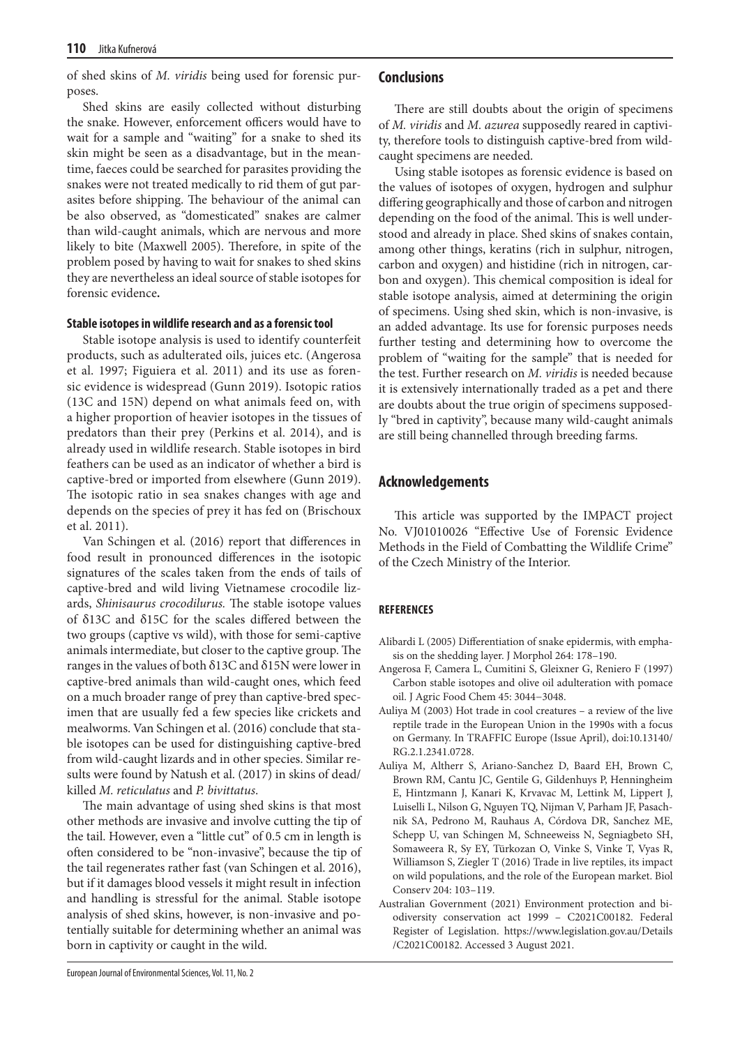of shed skins of *M. viridis* being used for forensic purposes.

Shed skins are easily collected without disturbing the snake. However, enforcement officers would have to wait for a sample and "waiting" for a snake to shed its skin might be seen as a disadvantage, but in the meantime, faeces could be searched for parasites providing the snakes were not treated medically to rid them of gut parasites before shipping. The behaviour of the animal can be also observed, as "domesticated" snakes are calmer than wild-caught animals, which are nervous and more likely to bite (Maxwell 2005). Therefore, in spite of the problem posed by having to wait for snakes to shed skins they are nevertheless an ideal source of stable isotopes for forensic evidence**.**

#### Stable isotopes in wildlife research and as a forensic tool

Stable isotope analysis is used to identify counterfeit products, such as adulterated oils, juices etc. (Angerosa et al. 1997; Figuiera et al. 2011) and its use as forensic evidence is widespread (Gunn 2019). Isotopic ratios (13C and 15N) depend on what animals feed on, with a higher proportion of heavier isotopes in the tissues of predators than their prey (Perkins et al. 2014), and is already used in wildlife research. Stable isotopes in bird feathers can be used as an indicator of whether a bird is captive-bred or imported from elsewhere (Gunn 2019). The isotopic ratio in sea snakes changes with age and depends on the species of prey it has fed on (Brischoux et al. 2011).

Van Schingen et al. (2016) report that differences in food result in pronounced differences in the isotopic signatures of the scales taken from the ends of tails of captive-bred and wild living Vietnamese crocodile lizards, *Shinisaurus crocodilurus.* The stable isotope values of $\delta^{13}C$ and $\delta^{15}C$ for the scales differed between the two groups (captive vs wild), with those for semi-captive animals intermediate, but closer to the captive group. The ranges in the values of both $\delta^{13}C$ and $\delta^{15}N$ were lower in captive-bred animals than wild-caught ones, which feed on a much broader range of prey than captive-bred specimen that are usually fed a few species like crickets and mealworms. Van Schingen et al. (2016) conclude that stable isotopes can be used for distinguishing captive-bred from wild-caught lizards and in other species. Similar results were found by Natush et al. (2017) in skins of dead/killed *M. reticulatus* and *P. bivittatus*.

The main advantage of using shed skins is that most other methods are invasive and involve cutting the tip of the tail. However, even a "little cut" of 0.5 cm in length is often considered to be "non-invasive", because the tip of the tail regenerates rather fast (van Schingen et al. 2016), but if it damages blood vessels it might result in infection and handling is stressful for the animal. Stable isotope analysis of shed skins, however, is non-invasive and potentially suitable for determining whether an animal was born in captivity or caught in the wild.

## Conclusions

There are still doubts about the origin of specimens of *M. viridis* and *M. azurea* supposedly reared in captivity, therefore tools to distinguish captive-bred from wild-caught specimens are needed.

Using stable isotopes as forensic evidence is based on the values of isotopes of oxygen, hydrogen and sulphur differing geographically and those of carbon and nitrogen depending on the food of the animal. This is well understood and already in place. Shed skins of snakes contain, among other things, keratins (rich in sulphur, nitrogen, carbon and oxygen) and histidine (rich in nitrogen, carbon and oxygen). This chemical composition is ideal for stable isotope analysis, aimed at determining the origin of specimens. Using shed skin, which is non-invasive, is an added advantage. Its use for forensic purposes needs further testing and determining how to overcome the problem of "waiting for the sample" that is needed for the test. Further research on *M. viridis* is needed because it is extensively internationally traded as a pet and there are doubts about the true origin of specimens supposedly "bred in captivity", because many wild-caught animals are still being channelled through breeding farms.

## Acknowledgements

This article was supported by the IMPACT project No. VJ01010026 "Effective Use of Forensic Evidence Methods in the Field of Combatting the Wildlife Crime" of the Czech Ministry of the Interior.

#### REFERENCES

Alibardi L (2005) Differentiation of snake epidermis, with emphasis on the shedding layer. J Morphol 264: 178–190.

Angerosa F, Camera L, Cumitini S, Gleixner G, Reniero F (1997) Carbon stable isotopes and olive oil adulteration with pomace oil. J Agric Food Chem 45: 3044–3048.

Auliya M (2003) Hot trade in cool creatures – a review of the live reptile trade in the European Union in the 1990s with a focus on Germany. In TRAFFIC Europe (Issue April), doi:10.13140/RG.2.1.2341.0728.

Auliya M, Altherr S, Ariano-Sanchez D, Baard EH, Brown C, Brown RM, Cantu JC, Gentile G, Gildenhuys P, Henningheim E, Hintzmann J, Kanari K, Krvavac M, Lettink M, Lippert J, Luiselli L, Nilson G, Nguyen TQ, Nijman V, Parham JF, Pasachnik SA, Pedrono M, Rauhaus A, Córdova DR, Sanchez ME, Schepp U, van Schingen M, Schneeweiss N, Segniagbeto SH, Somaweera R, Sy EY, Türkozan O, Vinke S, Vinke T, Vyas R, Williamson S, Ziegler T (2016) Trade in live reptiles, its impact on wild populations, and the role of the European market. Biol Conserv 204: 103–119.

Australian Government (2021) Environment protection and biodiversity conservation act 1999 – C2021C00182. Federal Register of Legislation. https://www.legislation.gov.au/Details/C2021C00182. Accessed 3 August 2021.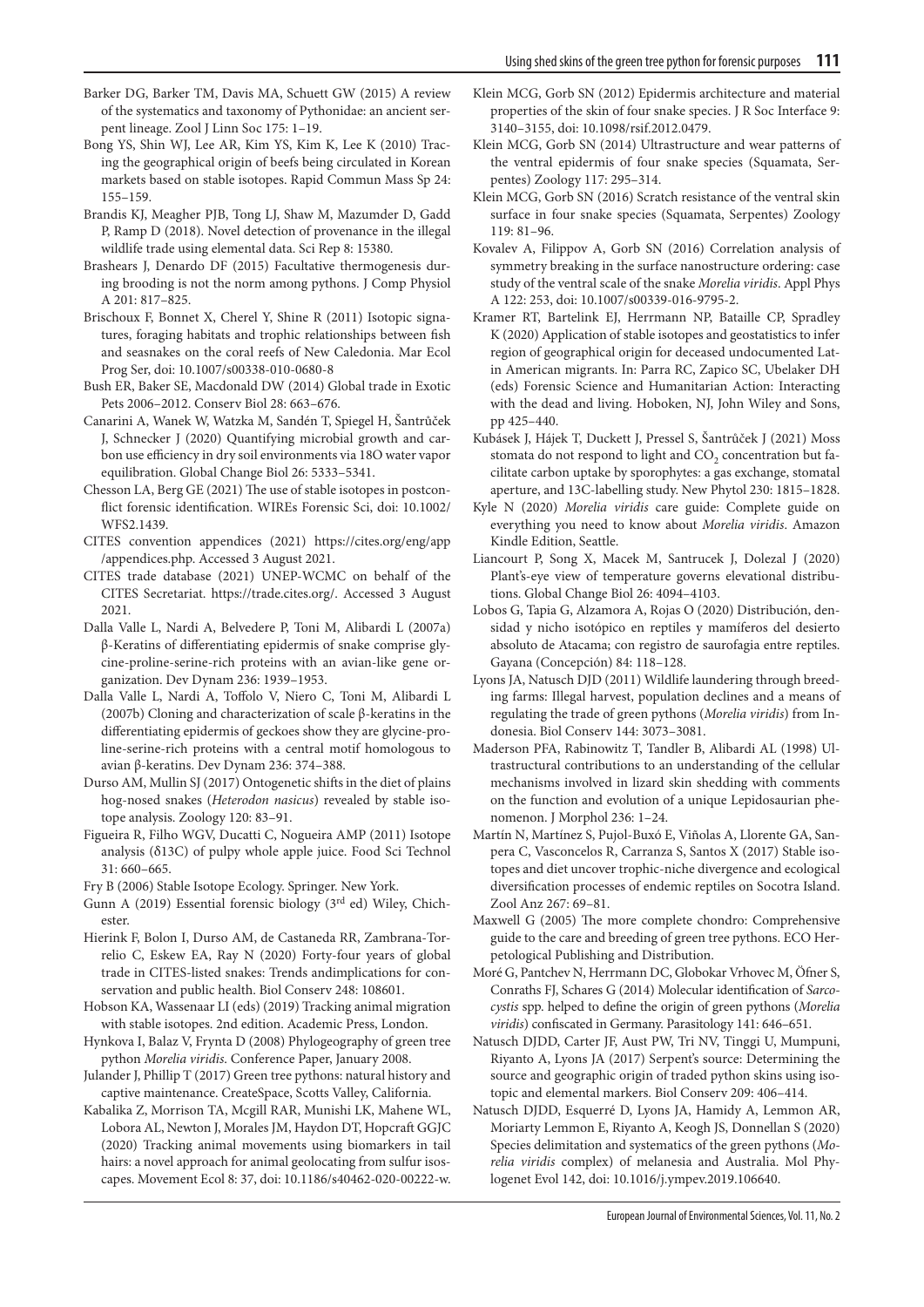Barker DG, Barker TM, Davis MA, Schuett GW (2015) A review of the systematics and taxonomy of Pythonidae: an ancient serpent lineage. Zool J Linn Soc 175: 1–19.

Bong YS, Shin WJ, Lee AR, Kim YS, Kim K, Lee K (2010) Tracing the geographical origin of beefs being circulated in Korean markets based on stable isotopes. Rapid Commun Mass Sp 24: 155–159.

Brandis KJ, Meagher PJB, Tong LJ, Shaw M, Mazumder D, Gadd P, Ramp D (2018). Novel detection of provenance in the illegal wildlife trade using elemental data. Sci Rep 8: 15380.

Brashears J, Denardo DF (2015) Facultative thermogenesis during brooding is not the norm among pythons. J Comp Physiol A 201: 817–825.

Brischoux F, Bonnet X, Cherel Y, Shine R (2011) Isotopic signatures, foraging habitats and trophic relationships between fish and seasnakes on the coral reefs of New Caledonia. Mar Ecol Prog Ser, doi: 10.1007/s00338-010-0680-8

Bush ER, Baker SE, Macdonald DW (2014) Global trade in Exotic Pets 2006–2012. Conserv Biol 28: 663–676.

Canarini A, Wanek W, Watzka M, Sandén T, Spiegel H, Šantrůček J, Schnecker J (2020) Quantifying microbial growth and carbon use efficiency in dry soil environments via 18O water vapor equilibration. Global Change Biol 26: 5333–5341.

Chesson LA, Berg GE (2021) The use of stable isotopes in postconflict forensic identification. WIREs Forensic Sci, doi: 10.1002/WFS2.1439.

CITES convention appendices (2021) https://cites.org/eng/app/appendices.php. Accessed 3 August 2021.

CITES trade database (2021) UNEP-WCMC on behalf of the CITES Secretariat. https://trade.cites.org/. Accessed 3 August 2021.

Dalla Valle L, Nardi A, Belvedere P, Toni M, Alibardi L (2007a) β-Keratins of differentiating epidermis of snake comprise glycine-proline-serine-rich proteins with an avian-like gene organization. Dev Dynam 236: 1939–1953.

Dalla Valle L, Nardi A, Toffolo V, Niero C, Toni M, Alibardi L (2007b) Cloning and characterization of scale β-keratins in the differentiating epidermis of geckoes show they are glycine-proline-serine-rich proteins with a central motif homologous to avian β-keratins. Dev Dynam 236: 374–388.

Durso AM, Mullin SJ (2017) Ontogenetic shifts in the diet of plains hog-nosed snakes (*Heterodon nasicus*) revealed by stable isotope analysis. Zoology 120: 83–91.

Figueira R, Filho WGV, Ducatti C, Nogueira AMP (2011) Isotope analysis (δ13C) of pulpy whole apple juice. Food Sci Technol 31: 660–665.

Fry B (2006) Stable Isotope Ecology. Springer. New York.

Gunn A (2019) Essential forensic biology (3rd ed) Wiley, Chichester.

Hierink F, Bolon I, Durso AM, de Castaneda RR, Zambrana-Torrelio C, Eskew EA, Ray N (2020) Forty-four years of global trade in CITES-listed snakes: Trends andimplications for conservation and public health. Biol Conserv 248: 108601.

Hobson KA, Wassenaar LI (eds) (2019) Tracking animal migration with stable isotopes. 2nd edition. Academic Press, London.

Hynkova I, Balaz V, Frynta D (2008) Phylogeography of green tree python *Morelia viridis*. Conference Paper, January 2008.

Julander J, Phillip T (2017) Green tree pythons: natural history and captive maintenance. CreateSpace, Scotts Valley, California.

Kabalika Z, Morrison TA, Mcgill RAR, Munishi LK, Mahene WL, Lobora AL, Newton J, Morales JM, Haydon DT, Hopcraft GGJC (2020) Tracking animal movements using biomarkers in tail hairs: a novel approach for animal geolocating from sulfur isoscapes. Movement Ecol 8: 37, doi: 10.1186/s40462-020-00222-w.

Klein MCG, Gorb SN (2012) Epidermis architecture and material properties of the skin of four snake species. J R Soc Interface 9: 3140–3155, doi: 10.1098/rsif.2012.0479.

Klein MCG, Gorb SN (2014) Ultrastructure and wear patterns of the ventral epidermis of four snake species (Squamata, Serpentes) Zoology 117: 295–314.

Klein MCG, Gorb SN (2016) Scratch resistance of the ventral skin surface in four snake species (Squamata, Serpentes) Zoology 119: 81–96.

Kovalev A, Filippov A, Gorb SN (2016) Correlation analysis of symmetry breaking in the surface nanostructure ordering: case study of the ventral scale of the snake *Morelia viridis*. Appl Phys A 122: 253, doi: 10.1007/s00339-016-9795-2.

Kramer RT, Bartelink EJ, Herrmann NP, Bataille CP, Spradley K (2020) Application of stable isotopes and geostatistics to infer region of geographical origin for deceased undocumented Latin American migrants. In: Parra RC, Zapico SC, Ubelaker DH (eds) Forensic Science and Humanitarian Action: Interacting with the dead and living. Hoboken, NJ, John Wiley and Sons, pp 425–440.

Kubásek J, Hájek T, Duckett J, Pressel S, Šantrůček J (2021) Moss stomata do not respond to light and $CO_2$ concentration but facilitate carbon uptake by sporophytes: a gas exchange, stomatal aperture, and 13C-labelling study. New Phytol 230: 1815–1828.

Kyle N (2020) *Morelia viridis* care guide: Complete guide on everything you need to know about *Morelia viridis*. Amazon Kindle Edition, Seattle.

Liancourt P, Song X, Macek M, Santrucek J, Dolezal J (2020) Plant's-eye view of temperature governs elevational distributions. Global Change Biol 26: 4094–4103.

Lobos G, Tapia G, Alzamora A, Rojas O (2020) Distribución, densidad y nicho isotópico en reptiles y mamíferos del desierto absoluto de Atacama; con registro de saurofagia entre reptiles. Gayana (Concepción) 84: 118–128.

Lyons JA, Natusch DJD (2011) Wildlife laundering through breeding farms: Illegal harvest, population declines and a means of regulating the trade of green pythons (*Morelia viridis*) from Indonesia. Biol Conserv 144: 3073–3081.

Maderson PFA, Rabinowitz T, Tandler B, Alibardi AL (1998) Ultrastructural contributions to an understanding of the cellular mechanisms involved in lizard skin shedding with comments on the function and evolution of a unique Lepidosaurian phenomenon. J Morphol 236: 1–24.

Martín N, Martínez S, Pujol-Buxó E, Viñolas A, Llorente GA, Sanpera C, Vasconcelos R, Carranza S, Santos X (2017) Stable isotopes and diet uncover trophic-niche divergence and ecological diversification processes of endemic reptiles on Socotra Island. Zool Anz 267: 69–81.

Maxwell G (2005) The more complete chondro: Comprehensive guide to the care and breeding of green tree pythons. ECO Herpetological Publishing and Distribution.

Moré G, Pantchev N, Herrmann DC, Globokar Vrhovec M, Öfner S, Conraths FJ, Schares G (2014) Molecular identification of *Sarcocystis* spp. helped to define the origin of green pythons (*Morelia viridis*) confiscated in Germany. Parasitology 141: 646–651.

Natusch DJDD, Carter JF, Aust PW, Tri NV, Tinggi U, Mumpuni, Riyanto A, Lyons JA (2017) Serpent's source: Determining the source and geographic origin of traded python skins using isotopic and elemental markers. Biol Conserv 209: 406–414.

Natusch DJDD, Esquerré D, Lyons JA, Hamidy A, Lemmon AR, Moriarty Lemmon E, Riyanto A, Keogh JS, Donnellan S (2020) Species delimitation and systematics of the green pythons (*Morelia viridis* complex) of melanesia and Australia. Mol Phylogenet Evol 142, doi: 10.1016/j.ympev.2019.106640.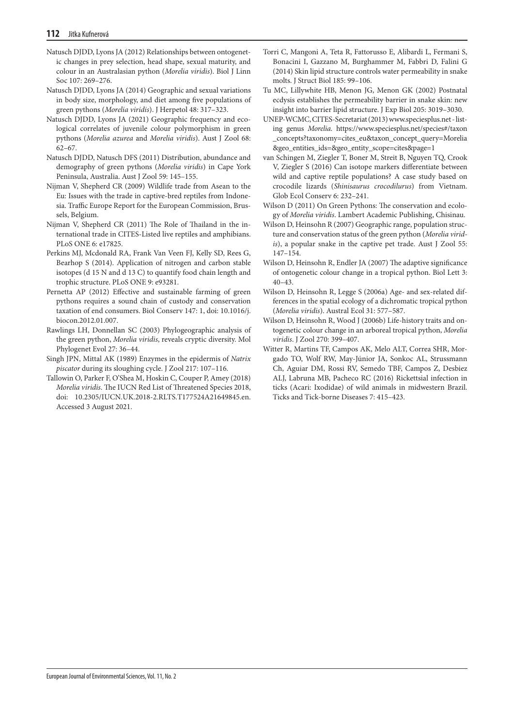Natusch DJDD, Lyons JA (2012) Relationships between ontogenetic changes in prey selection, head shape, sexual maturity, and colour in an Australasian python (*Morelia viridis*). Biol J Linn Soc 107: 269–276.

Natusch DJDD, Lyons JA (2014) Geographic and sexual variations in body size, morphology, and diet among five populations of green pythons (*Morelia viridis*). J Herpetol 48: 317–323.

Natusch DJDD, Lyons JA (2021) Geographic frequency and ecological correlates of juvenile colour polymorphism in green pythons (*Morelia azurea* and *Morelia viridis*). Aust J Zool 68: 62–67.

Natusch DJDD, Natusch DFS (2011) Distribution, abundance and demography of green pythons (*Morelia viridis*) in Cape York Peninsula, Australia. Aust J Zool 59: 145–155.

Nijman V, Shepherd CR (2009) Wildlife trade from Asean to the Eu: Issues with the trade in captive-bred reptiles from Indonesia. Traffic Europe Report for the European Commission, Brussels, Belgium.

Nijman V, Shepherd CR (2011) The Role of Thailand in the international trade in CITES-Listed live reptiles and amphibians. PLoS ONE 6: e17825.

Perkins MJ, Mcdonald RA, Frank Van Veen FJ, Kelly SD, Rees G, Bearhop S (2014). Application of nitrogen and carbon stable isotopes (d 15 N and d 13 C) to quantify food chain length and trophic structure. PLoS ONE 9: e93281.

Pernetta AP (2012) Effective and sustainable farming of green pythons requires a sound chain of custody and conservation taxation of end consumers. Biol Conserv 147: 1, doi: 10.1016/j.biocon.2012.01.007.

Rawlings LH, Donnellan SC (2003) Phylogeographic analysis of the green python, *Morelia viridis*, reveals cryptic diversity. Mol Phylogenet Evol 27: 36–44.

Singh JPN, Mittal AK (1989) Enzymes in the epidermis of *Natrix piscator* during its sloughing cycle. J Zool 217: 107–116.

Tallowin O, Parker F, O'Shea M, Hoskin C, Couper P, Amey (2018) *Morelia viridis*. The IUCN Red List of Threatened Species 2018, doi: 10.2305/IUCN.UK.2018-2.RLTS.T177524A21649845.en. Accessed 3 August 2021.

Torri C, Mangoni A, Teta R, Fattorusso E, Alibardi L, Fermani S, Bonacini I, Gazzano M, Burghammer M, Fabbri D, Falini G (2014) Skin lipid structure controls water permeability in snake molts. J Struct Biol 185: 99–106.

Tu MC, Lillywhite HB, Menon JG, Menon GK (2002) Postnatal ecdysis establishes the permeability barrier in snake skin: new insight into barrier lipid structure. J Exp Biol 205: 3019–3030.

UNEP-WCMC, CITES-Secretariat (2013) www.speciesplus.net - listing genus *Morelia*. https://www.speciesplus.net/species#/taxon_concepts?taxonomy=cites_eu&taxon_concept_query=Morelia&geo_entities_ids=&geo_entity_scope=cites&page=1

van Schingen M, Ziegler T, Boner M, Streit B, Nguyen TQ, Crook V, Ziegler S (2016) Can isotope markers differentiate between wild and captive reptile populations? A case study based on crocodile lizards (*Shinisaurus crocodilurus*) from Vietnam. Glob Ecol Conserv 6: 232–241.

Wilson D (2011) On Green Pythons: The conservation and ecology of *Morelia viridis*. Lambert Academic Publishing, Chisinau.

Wilson D, Heinsohn R (2007) Geographic range, population structure and conservation status of the green python (*Morelia viridis*), a popular snake in the captive pet trade. Aust J Zool 55: 147–154.

Wilson D, Heinsohn R, Endler JA (2007) The adaptive significance of ontogenetic colour change in a tropical python. Biol Lett 3: 40–43.

Wilson D, Heinsohn R, Legge S (2006a) Age- and sex-related differences in the spatial ecology of a dichromatic tropical python (*Morelia viridis*). Austral Ecol 31: 577–587.

Wilson D, Heinsohn R, Wood J (2006b) Life-history traits and ontogenetic colour change in an arboreal tropical python, *Morelia viridis*. J Zool 270: 399–407.

Witter R, Martins TF, Campos AK, Melo ALT, Correa SHR, Morgado TO, Wolf RW, May-Júnior JA, Sonkoc AL, Strussmann Ch, Aguiar DM, Rossi RV, Semedo TBF, Campos Z, Desbiez ALJ, Labruna MB, Pacheco RC (2016) Rickettsial infection in ticks (Acari: Ixodidae) of wild animals in midwestern Brazil. Ticks and Tick-borne Diseases 7: 415–423.